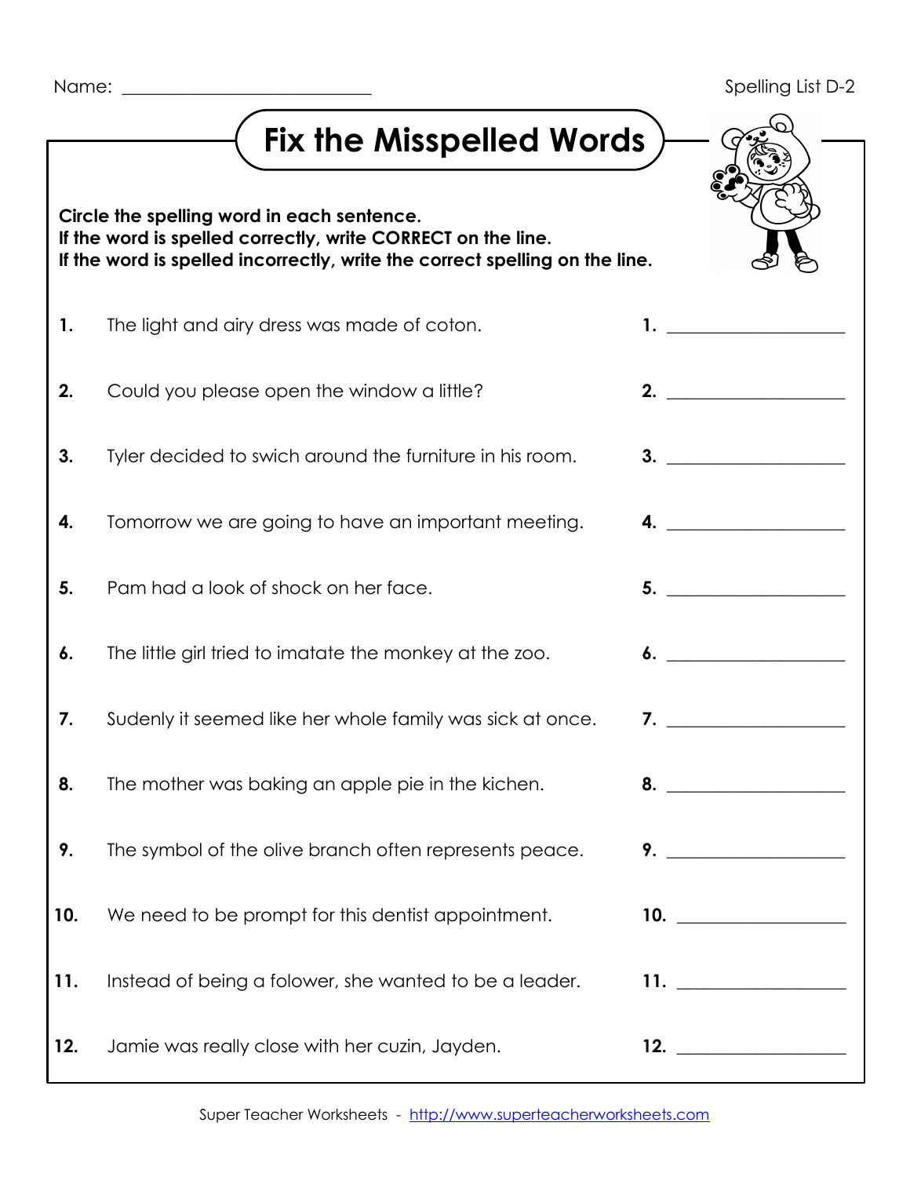Name: ___________________________

Spelling List D-2

# Fix the Misspelled Words

**Circle the spelling word in each sentence.**
**If the word is spelled correctly, write CORRECT on the line.**
**If the word is spelled incorrectly, write the correct spelling on the line.**

**1.** The light and airy dress was made of coton. **1.** ___________________

**2.** Could you please open the window a little? **2.** ___________________

**3.** Tyler decided to swich around the furniture in his room. **3.** ___________________

**4.** Tomorrow we are going to have an important meeting. **4.** ___________________

**5.** Pam had a look of shock on her face. **5.** ___________________

**6.** The little girl tried to imatate the monkey at the zoo. **6.** ___________________

**7.** Sudenly it seemed like her whole family was sick at once. **7.** ___________________

**8.** The mother was baking an apple pie in the kichen. **8.** ___________________

**9.** The symbol of the olive branch often represents peace. **9.** ___________________

**10.** We need to be prompt for this dentist appointment. **10.** ___________________

**11.** Instead of being a folower, she wanted to be a leader. **11.** ___________________

**12.** Jamie was really close with her cuzin, Jayden. **12.** ___________________

Super Teacher Worksheets - http://www.superteacherworksheets.com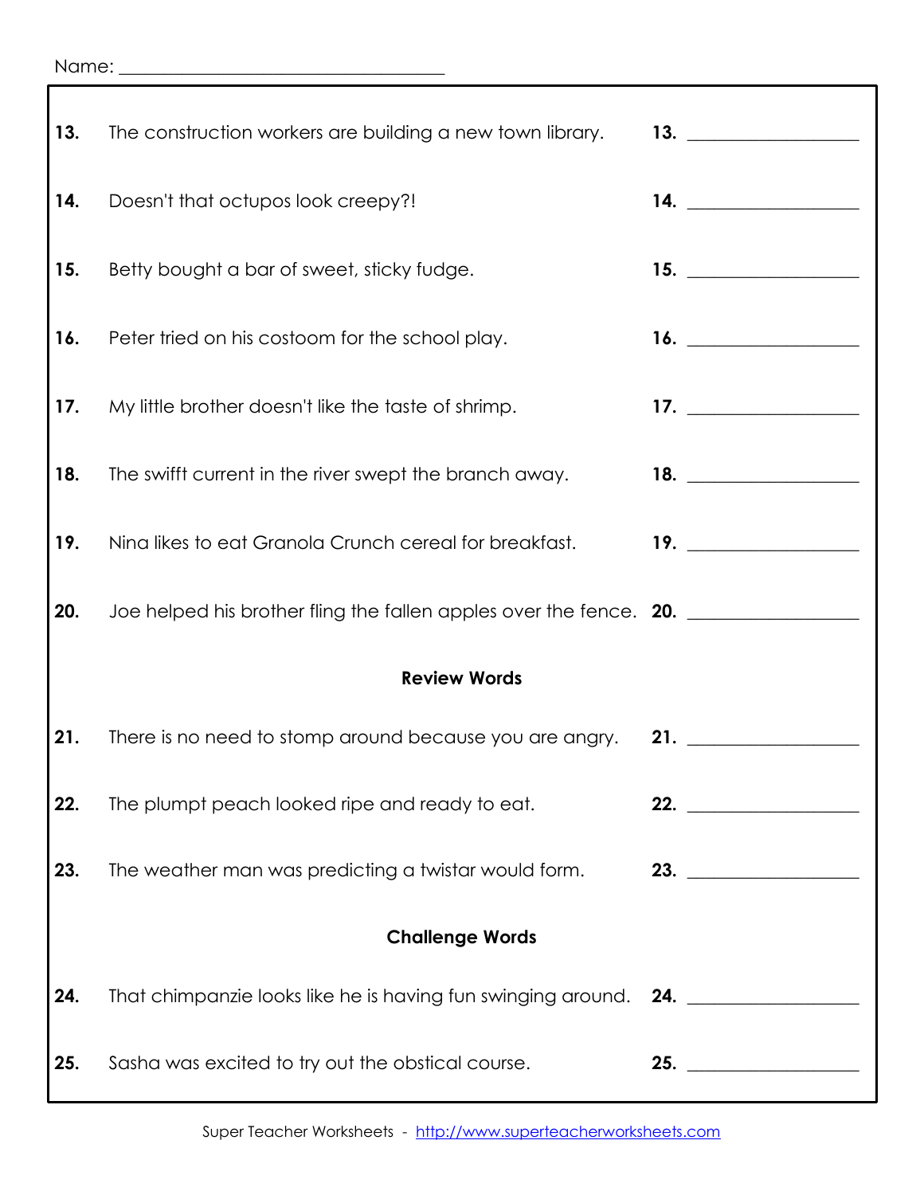Name: ___________________________________

13. The construction workers are building a new town library. 13. ________________

14. Doesn't that octupos look creepy?! 14. ________________

15. Betty bought a bar of sweet, sticky fudge. 15. ________________

16. Peter tried on his costoom for the school play. 16. ________________

17. My little brother doesn't like the taste of shrimp. 17. ________________

18. The swifft current in the river swept the branch away. 18. ________________

19. Nina likes to eat Granola Crunch cereal for breakfast. 19. ________________

20. Joe helped his brother fling the fallen apples over the fence. 20. ________________

**Review Words**

21. There is no need to stomp around because you are angry. 21. ________________

22. The plumpt peach looked ripe and ready to eat. 22. ________________

23. The weather man was predicting a twistar would form. 23. ________________

**Challenge Words**

24. That chimpanzie looks like he is having fun swinging around. 24. ________________

25. Sasha was excited to try out the obstical course. 25. ________________

Super Teacher Worksheets - http://www.superteacherworksheets.com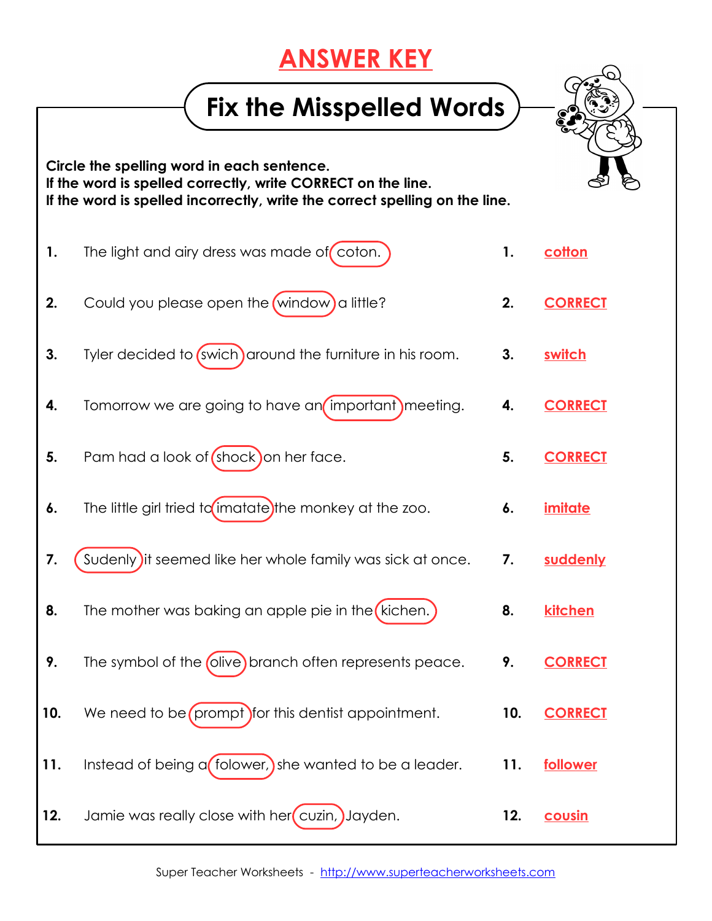# ANSWER KEY

## Fix the Misspelled Words

**Circle the spelling word in each sentence.**
**If the word is spelled correctly, write CORRECT on the line.**
**If the word is spelled incorrectly, write the correct spelling on the line.**

| | Sentence | | Answer |
|---|---|---|---|
| **1.** | The light and airy dress was made of coton. | **1.** | cotton |
| **2.** | Could you please open the window a little? | **2.** | CORRECT |
| **3.** | Tyler decided to swich around the furniture in his room. | **3.** | switch |
| **4.** | Tomorrow we are going to have an important meeting. | **4.** | CORRECT |
| **5.** | Pam had a look of shock on her face. | **5.** | CORRECT |
| **6.** | The little girl tried to imatate the monkey at the zoo. | **6.** | imitate |
| **7.** | Sudenly it seemed like her whole family was sick at once. | **7.** | suddenly |
| **8.** | The mother was baking an apple pie in the kichen. | **8.** | kitchen |
| **9.** | The symbol of the olive branch often represents peace. | **9.** | CORRECT |
| **10.** | We need to be prompt for this dentist appointment. | **10.** | CORRECT |
| **11.** | Instead of being a folower, she wanted to be a leader. | **11.** | follower |
| **12.** | Jamie was really close with her cuzin, Jayden. | **12.** | cousin |

Super Teacher Worksheets - http://www.superteacherworksheets.com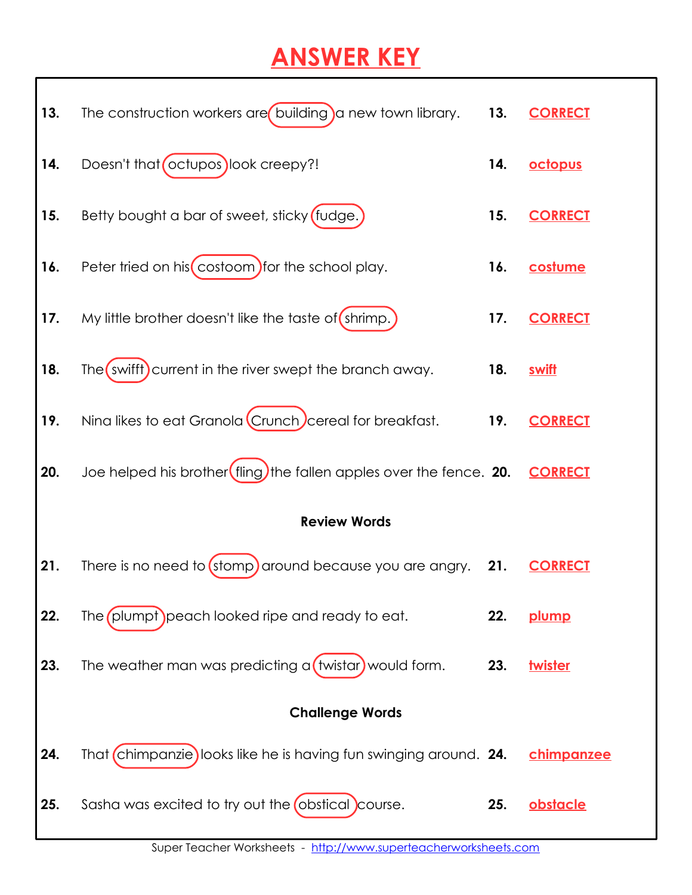# ANSWER KEY

| | | | |
|---|---|---|---|
| **13.** | The construction workers are building a new town library. | **13.** | CORRECT |
| **14.** | Doesn't that octupos look creepy?! | **14.** | octopus |
| **15.** | Betty bought a bar of sweet, sticky fudge. | **15.** | CORRECT |
| **16.** | Peter tried on his costoom for the school play. | **16.** | costume |
| **17.** | My little brother doesn't like the taste of shrimp. | **17.** | CORRECT |
| **18.** | The swifft current in the river swept the branch away. | **18.** | swift |
| **19.** | Nina likes to eat Granola Crunch cereal for breakfast. | **19.** | CORRECT |
| **20.** | Joe helped his brother fling the fallen apples over the fence. | **20.** | CORRECT |

**Review Words**

| | | | |
|---|---|---|---|
| **21.** | There is no need to stomp around because you are angry. | **21.** | CORRECT |
| **22.** | The plumpt peach looked ripe and ready to eat. | **22.** | plump |
| **23.** | The weather man was predicting a twistar would form. | **23.** | twister |

**Challenge Words**

| | | | |
|---|---|---|---|
| **24.** | That chimpanzie looks like he is having fun swinging around. | **24.** | chimpanzee |
| **25.** | Sasha was excited to try out the obstical course. | **25.** | obstacle |

Super Teacher Worksheets - http://www.superteacherworksheets.com